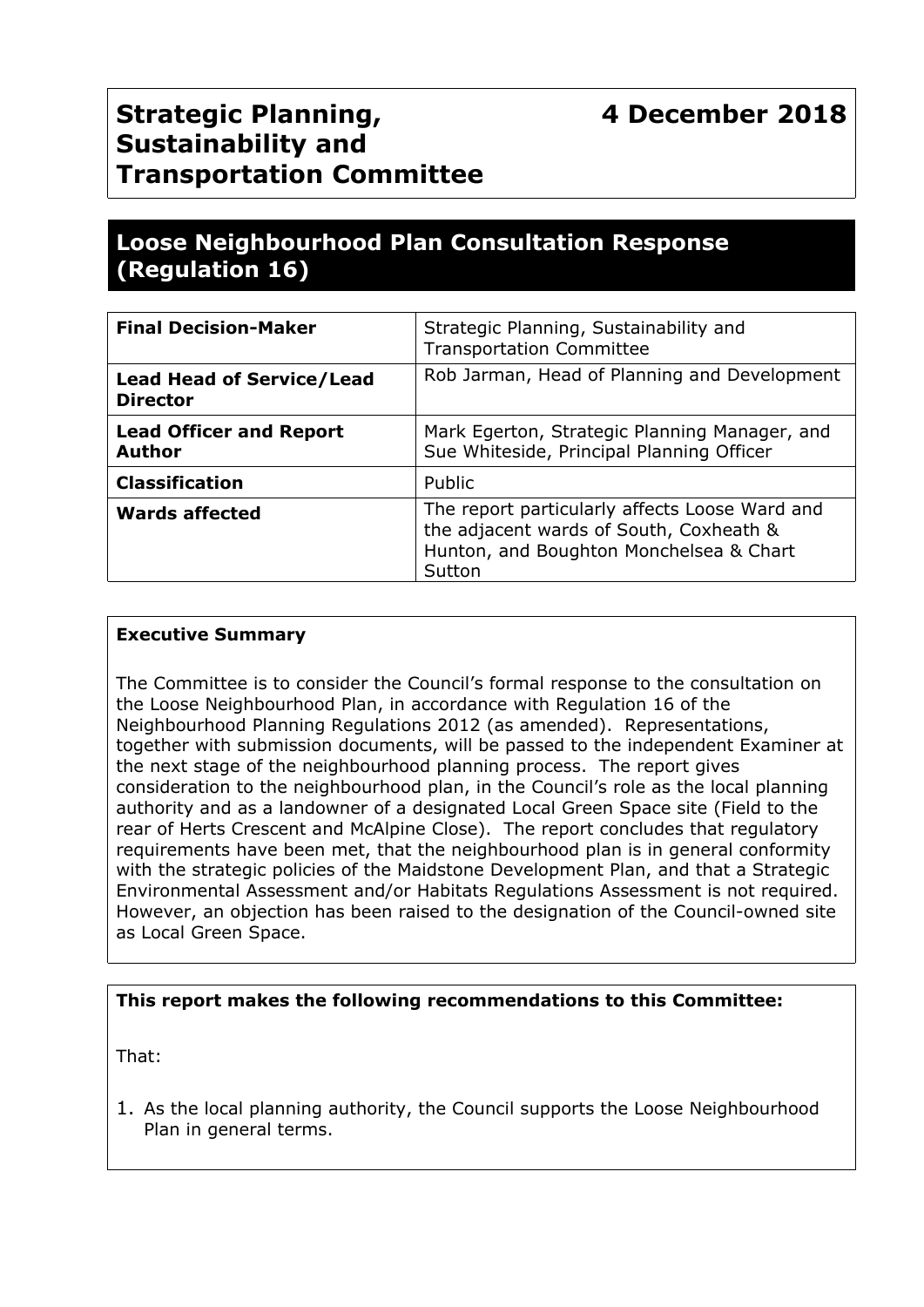# Strategic Planning, Sustainability and Transportation Committee

**4 December 2018**

## Loose Neighbourhood Plan Consultation Response (Regulation 16)

| | |
|---|---|
| **Final Decision-Maker** | Strategic Planning, Sustainability and Transportation Committee |
| **Lead Head of Service/Lead Director** | Rob Jarman, Head of Planning and Development |
| **Lead Officer and Report Author** | Mark Egerton, Strategic Planning Manager, and Sue Whiteside, Principal Planning Officer |
| **Classification** | Public |
| **Wards affected** | The report particularly affects Loose Ward and the adjacent wards of South, Coxheath & Hunton, and Boughton Monchelsea & Chart Sutton |

**Executive Summary**

The Committee is to consider the Council's formal response to the consultation on the Loose Neighbourhood Plan, in accordance with Regulation 16 of the Neighbourhood Planning Regulations 2012 (as amended). Representations, together with submission documents, will be passed to the independent Examiner at the next stage of the neighbourhood planning process. The report gives consideration to the neighbourhood plan, in the Council's role as the local planning authority and as a landowner of a designated Local Green Space site (Field to the rear of Herts Crescent and McAlpine Close). The report concludes that regulatory requirements have been met, that the neighbourhood plan is in general conformity with the strategic policies of the Maidstone Development Plan, and that a Strategic Environmental Assessment and/or Habitats Regulations Assessment is not required. However, an objection has been raised to the designation of the Council-owned site as Local Green Space.

**This report makes the following recommendations to this Committee:**

That:

1. As the local planning authority, the Council supports the Loose Neighbourhood Plan in general terms.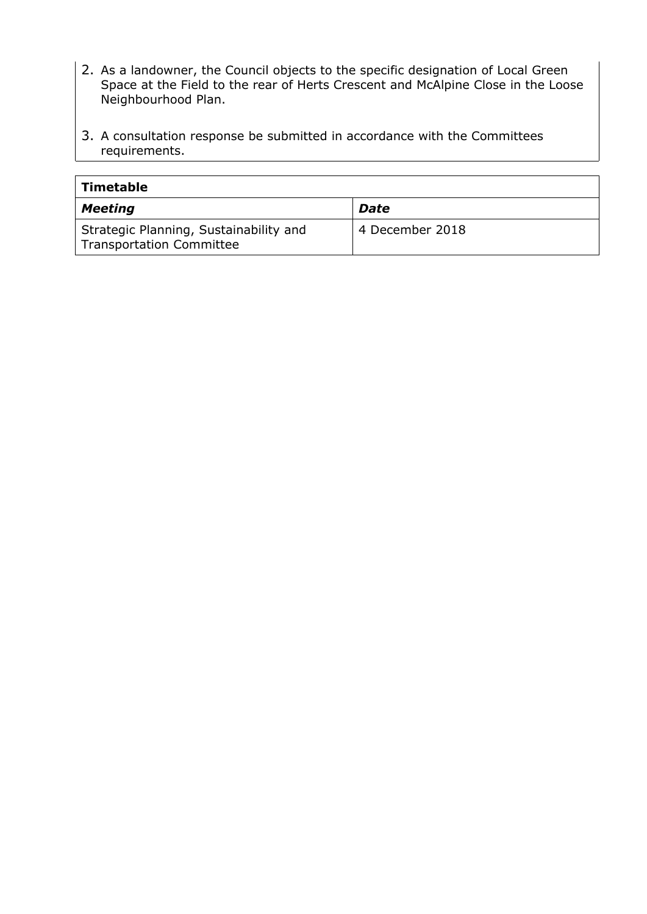2. As a landowner, the Council objects to the specific designation of Local Green Space at the Field to the rear of Herts Crescent and McAlpine Close in the Loose Neighbourhood Plan.

3. A consultation response be submitted in accordance with the Committees requirements.

| **Timetable** | |
|---|---|
| ***Meeting*** | ***Date*** |
| Strategic Planning, Sustainability and Transportation Committee | 4 December 2018 |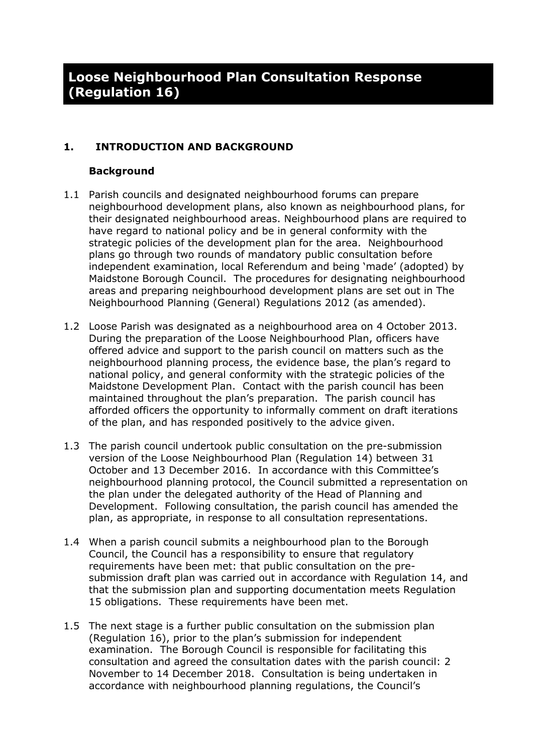# Loose Neighbourhood Plan Consultation Response (Regulation 16)

## 1. INTRODUCTION AND BACKGROUND

### Background

1.1 Parish councils and designated neighbourhood forums can prepare neighbourhood development plans, also known as neighbourhood plans, for their designated neighbourhood areas. Neighbourhood plans are required to have regard to national policy and be in general conformity with the strategic policies of the development plan for the area. Neighbourhood plans go through two rounds of mandatory public consultation before independent examination, local Referendum and being 'made' (adopted) by Maidstone Borough Council. The procedures for designating neighbourhood areas and preparing neighbourhood development plans are set out in The Neighbourhood Planning (General) Regulations 2012 (as amended).

1.2 Loose Parish was designated as a neighbourhood area on 4 October 2013. During the preparation of the Loose Neighbourhood Plan, officers have offered advice and support to the parish council on matters such as the neighbourhood planning process, the evidence base, the plan's regard to national policy, and general conformity with the strategic policies of the Maidstone Development Plan. Contact with the parish council has been maintained throughout the plan's preparation. The parish council has afforded officers the opportunity to informally comment on draft iterations of the plan, and has responded positively to the advice given.

1.3 The parish council undertook public consultation on the pre-submission version of the Loose Neighbourhood Plan (Regulation 14) between 31 October and 13 December 2016. In accordance with this Committee's neighbourhood planning protocol, the Council submitted a representation on the plan under the delegated authority of the Head of Planning and Development. Following consultation, the parish council has amended the plan, as appropriate, in response to all consultation representations.

1.4 When a parish council submits a neighbourhood plan to the Borough Council, the Council has a responsibility to ensure that regulatory requirements have been met: that public consultation on the pre-submission draft plan was carried out in accordance with Regulation 14, and that the submission plan and supporting documentation meets Regulation 15 obligations. These requirements have been met.

1.5 The next stage is a further public consultation on the submission plan (Regulation 16), prior to the plan's submission for independent examination. The Borough Council is responsible for facilitating this consultation and agreed the consultation dates with the parish council: 2 November to 14 December 2018. Consultation is being undertaken in accordance with neighbourhood planning regulations, the Council's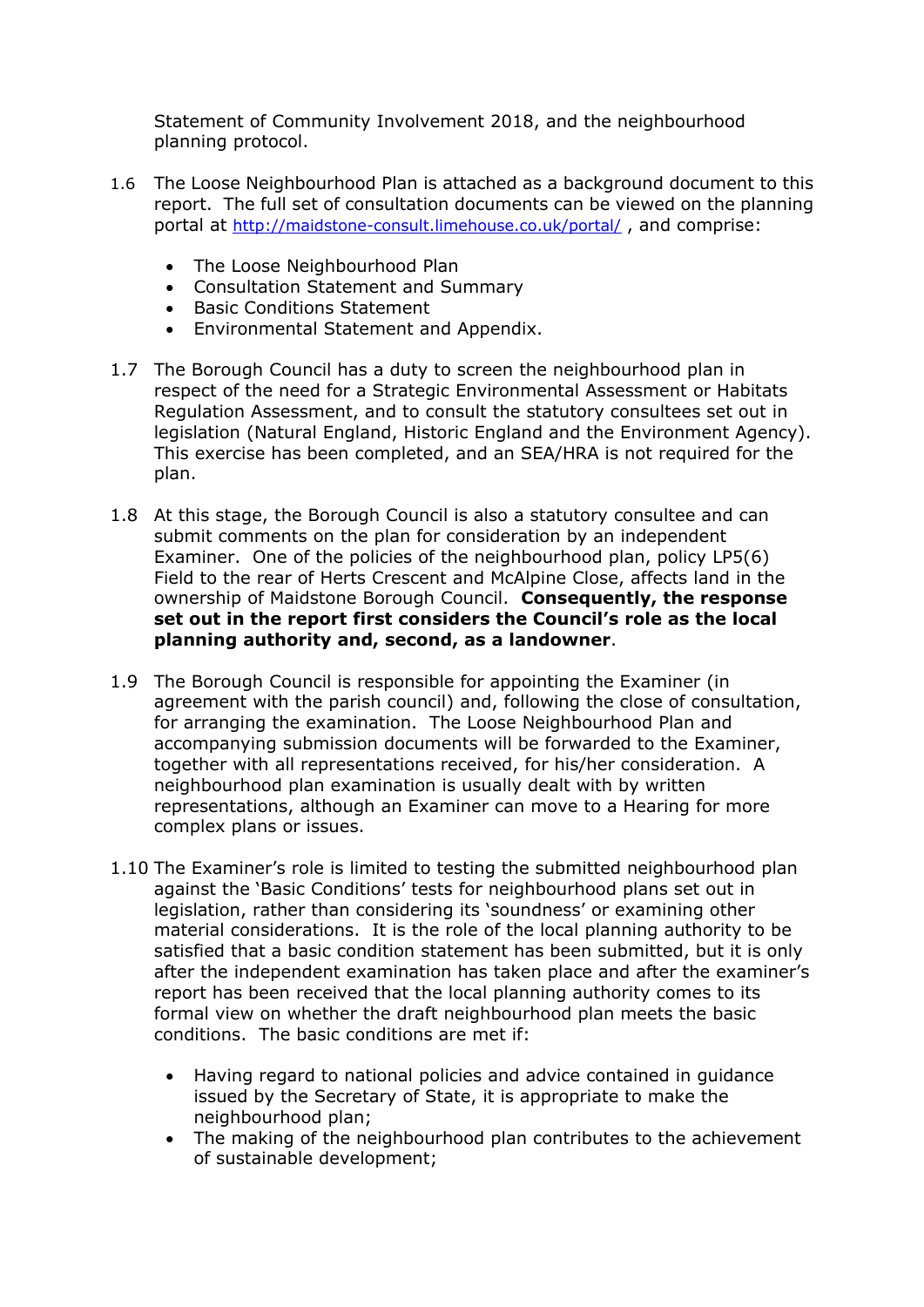Statement of Community Involvement 2018, and the neighbourhood planning protocol.

1.6 The Loose Neighbourhood Plan is attached as a background document to this report. The full set of consultation documents can be viewed on the planning portal at http://maidstone-consult.limehouse.co.uk/portal/ , and comprise:

- The Loose Neighbourhood Plan
- Consultation Statement and Summary
- Basic Conditions Statement
- Environmental Statement and Appendix.

1.7 The Borough Council has a duty to screen the neighbourhood plan in respect of the need for a Strategic Environmental Assessment or Habitats Regulation Assessment, and to consult the statutory consultees set out in legislation (Natural England, Historic England and the Environment Agency). This exercise has been completed, and an SEA/HRA is not required for the plan.

1.8 At this stage, the Borough Council is also a statutory consultee and can submit comments on the plan for consideration by an independent Examiner. One of the policies of the neighbourhood plan, policy LP5(6) Field to the rear of Herts Crescent and McAlpine Close, affects land in the ownership of Maidstone Borough Council. **Consequently, the response set out in the report first considers the Council's role as the local planning authority and, second, as a landowner**.

1.9 The Borough Council is responsible for appointing the Examiner (in agreement with the parish council) and, following the close of consultation, for arranging the examination. The Loose Neighbourhood Plan and accompanying submission documents will be forwarded to the Examiner, together with all representations received, for his/her consideration. A neighbourhood plan examination is usually dealt with by written representations, although an Examiner can move to a Hearing for more complex plans or issues.

1.10 The Examiner's role is limited to testing the submitted neighbourhood plan against the 'Basic Conditions' tests for neighbourhood plans set out in legislation, rather than considering its 'soundness' or examining other material considerations. It is the role of the local planning authority to be satisfied that a basic condition statement has been submitted, but it is only after the independent examination has taken place and after the examiner's report has been received that the local planning authority comes to its formal view on whether the draft neighbourhood plan meets the basic conditions. The basic conditions are met if:

- Having regard to national policies and advice contained in guidance issued by the Secretary of State, it is appropriate to make the neighbourhood plan;
- The making of the neighbourhood plan contributes to the achievement of sustainable development;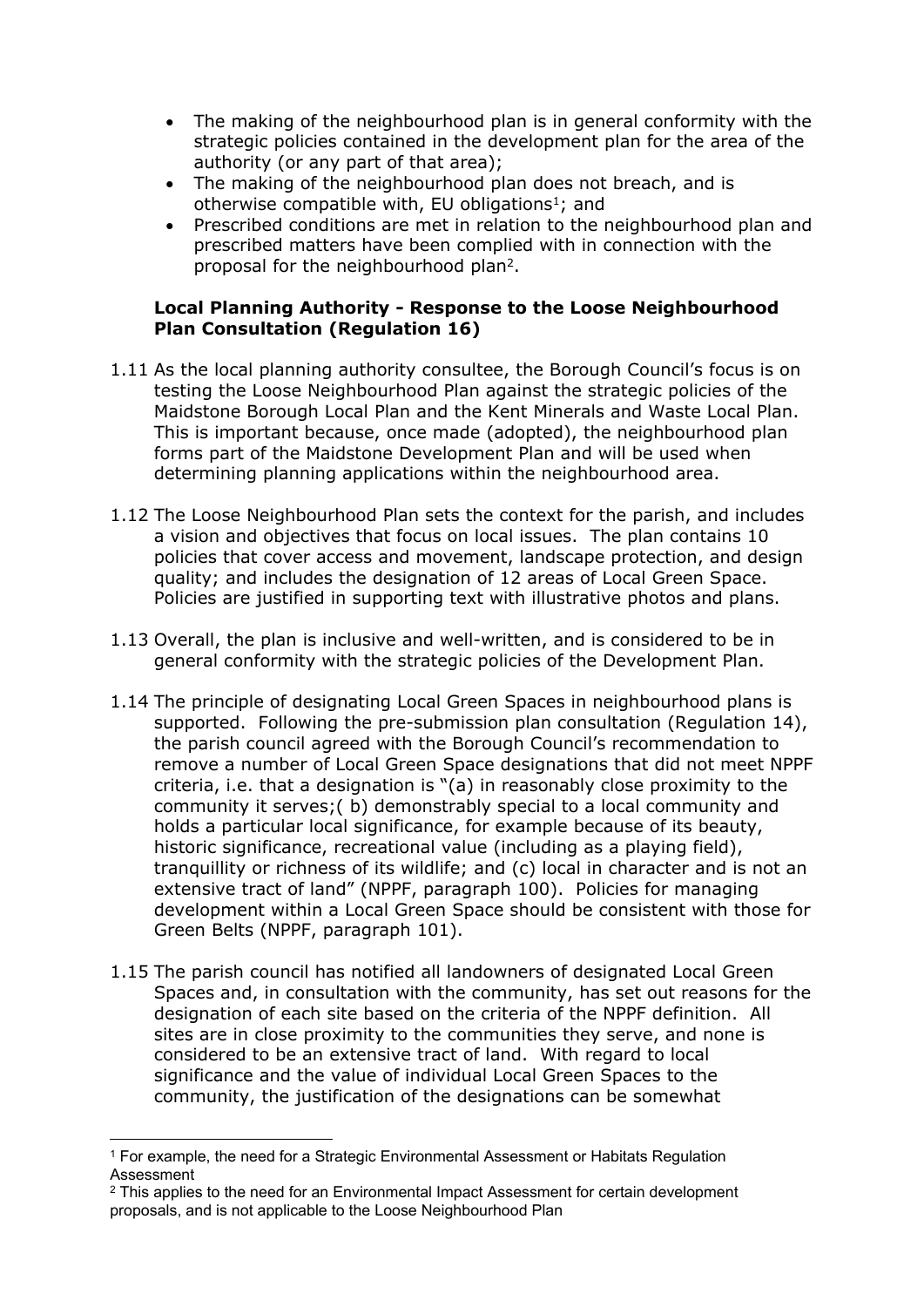- The making of the neighbourhood plan is in general conformity with the strategic policies contained in the development plan for the area of the authority (or any part of that area);
- The making of the neighbourhood plan does not breach, and is otherwise compatible with, EU obligations[1]; and
- Prescribed conditions are met in relation to the neighbourhood plan and prescribed matters have been complied with in connection with the proposal for the neighbourhood plan[2].

**Local Planning Authority - Response to the Loose Neighbourhood Plan Consultation (Regulation 16)**

1.11 As the local planning authority consultee, the Borough Council's focus is on testing the Loose Neighbourhood Plan against the strategic policies of the Maidstone Borough Local Plan and the Kent Minerals and Waste Local Plan. This is important because, once made (adopted), the neighbourhood plan forms part of the Maidstone Development Plan and will be used when determining planning applications within the neighbourhood area.

1.12 The Loose Neighbourhood Plan sets the context for the parish, and includes a vision and objectives that focus on local issues. The plan contains 10 policies that cover access and movement, landscape protection, and design quality; and includes the designation of 12 areas of Local Green Space. Policies are justified in supporting text with illustrative photos and plans.

1.13 Overall, the plan is inclusive and well-written, and is considered to be in general conformity with the strategic policies of the Development Plan.

1.14 The principle of designating Local Green Spaces in neighbourhood plans is supported. Following the pre-submission plan consultation (Regulation 14), the parish council agreed with the Borough Council's recommendation to remove a number of Local Green Space designations that did not meet NPPF criteria, i.e. that a designation is "(a) in reasonably close proximity to the community it serves;( b) demonstrably special to a local community and holds a particular local significance, for example because of its beauty, historic significance, recreational value (including as a playing field), tranquillity or richness of its wildlife; and (c) local in character and is not an extensive tract of land" (NPPF, paragraph 100). Policies for managing development within a Local Green Space should be consistent with those for Green Belts (NPPF, paragraph 101).

1.15 The parish council has notified all landowners of designated Local Green Spaces and, in consultation with the community, has set out reasons for the designation of each site based on the criteria of the NPPF definition. All sites are in close proximity to the communities they serve, and none is considered to be an extensive tract of land. With regard to local significance and the value of individual Local Green Spaces to the community, the justification of the designations can be somewhat

---

[1] For example, the need for a Strategic Environmental Assessment or Habitats Regulation Assessment

[2] This applies to the need for an Environmental Impact Assessment for certain development proposals, and is not applicable to the Loose Neighbourhood Plan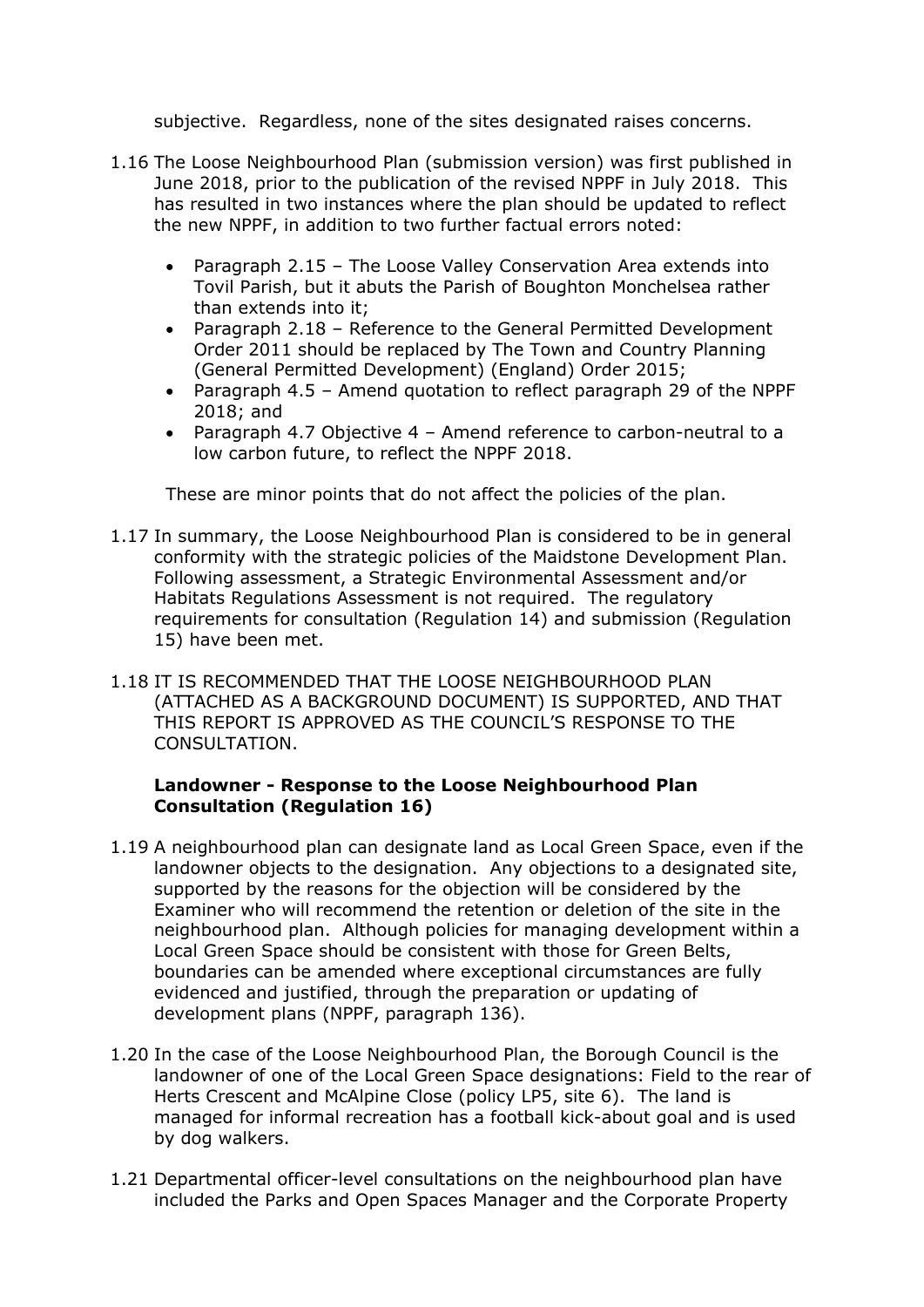subjective. Regardless, none of the sites designated raises concerns.

1.16 The Loose Neighbourhood Plan (submission version) was first published in June 2018, prior to the publication of the revised NPPF in July 2018. This has resulted in two instances where the plan should be updated to reflect the new NPPF, in addition to two further factual errors noted:

- Paragraph 2.15 – The Loose Valley Conservation Area extends into Tovil Parish, but it abuts the Parish of Boughton Monchelsea rather than extends into it;
- Paragraph 2.18 – Reference to the General Permitted Development Order 2011 should be replaced by The Town and Country Planning (General Permitted Development) (England) Order 2015;
- Paragraph 4.5 – Amend quotation to reflect paragraph 29 of the NPPF 2018; and
- Paragraph 4.7 Objective 4 – Amend reference to carbon-neutral to a low carbon future, to reflect the NPPF 2018.

These are minor points that do not affect the policies of the plan.

1.17 In summary, the Loose Neighbourhood Plan is considered to be in general conformity with the strategic policies of the Maidstone Development Plan. Following assessment, a Strategic Environmental Assessment and/or Habitats Regulations Assessment is not required. The regulatory requirements for consultation (Regulation 14) and submission (Regulation 15) have been met.

1.18 IT IS RECOMMENDED THAT THE LOOSE NEIGHBOURHOOD PLAN (ATTACHED AS A BACKGROUND DOCUMENT) IS SUPPORTED, AND THAT THIS REPORT IS APPROVED AS THE COUNCIL'S RESPONSE TO THE CONSULTATION.

**Landowner - Response to the Loose Neighbourhood Plan Consultation (Regulation 16)**

1.19 A neighbourhood plan can designate land as Local Green Space, even if the landowner objects to the designation. Any objections to a designated site, supported by the reasons for the objection will be considered by the Examiner who will recommend the retention or deletion of the site in the neighbourhood plan. Although policies for managing development within a Local Green Space should be consistent with those for Green Belts, boundaries can be amended where exceptional circumstances are fully evidenced and justified, through the preparation or updating of development plans (NPPF, paragraph 136).

1.20 In the case of the Loose Neighbourhood Plan, the Borough Council is the landowner of one of the Local Green Space designations: Field to the rear of Herts Crescent and McAlpine Close (policy LP5, site 6). The land is managed for informal recreation has a football kick-about goal and is used by dog walkers.

1.21 Departmental officer-level consultations on the neighbourhood plan have included the Parks and Open Spaces Manager and the Corporate Property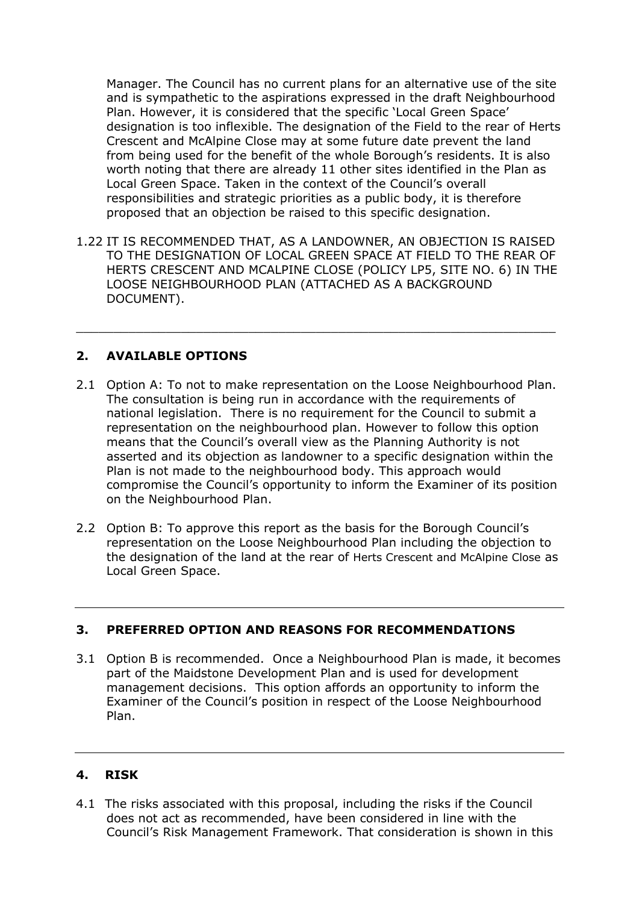Manager. The Council has no current plans for an alternative use of the site and is sympathetic to the aspirations expressed in the draft Neighbourhood Plan. However, it is considered that the specific 'Local Green Space' designation is too inflexible. The designation of the Field to the rear of Herts Crescent and McAlpine Close may at some future date prevent the land from being used for the benefit of the whole Borough's residents. It is also worth noting that there are already 11 other sites identified in the Plan as Local Green Space. Taken in the context of the Council's overall responsibilities and strategic priorities as a public body, it is therefore proposed that an objection be raised to this specific designation.

1.22 IT IS RECOMMENDED THAT, AS A LANDOWNER, AN OBJECTION IS RAISED TO THE DESIGNATION OF LOCAL GREEN SPACE AT FIELD TO THE REAR OF HERTS CRESCENT AND MCALPINE CLOSE (POLICY LP5, SITE NO. 6) IN THE LOOSE NEIGHBOURHOOD PLAN (ATTACHED AS A BACKGROUND DOCUMENT).

---

## 2. AVAILABLE OPTIONS

2.1 Option A: To not to make representation on the Loose Neighbourhood Plan. The consultation is being run in accordance with the requirements of national legislation. There is no requirement for the Council to submit a representation on the neighbourhood plan. However to follow this option means that the Council's overall view as the Planning Authority is not asserted and its objection as landowner to a specific designation within the Plan is not made to the neighbourhood body. This approach would compromise the Council's opportunity to inform the Examiner of its position on the Neighbourhood Plan.

2.2 Option B: To approve this report as the basis for the Borough Council's representation on the Loose Neighbourhood Plan including the objection to the designation of the land at the rear of Herts Crescent and McAlpine Close as Local Green Space.

---

## 3. PREFERRED OPTION AND REASONS FOR RECOMMENDATIONS

3.1 Option B is recommended. Once a Neighbourhood Plan is made, it becomes part of the Maidstone Development Plan and is used for development management decisions. This option affords an opportunity to inform the Examiner of the Council's position in respect of the Loose Neighbourhood Plan.

---

## 4. RISK

4.1 The risks associated with this proposal, including the risks if the Council does not act as recommended, have been considered in line with the Council's Risk Management Framework. That consideration is shown in this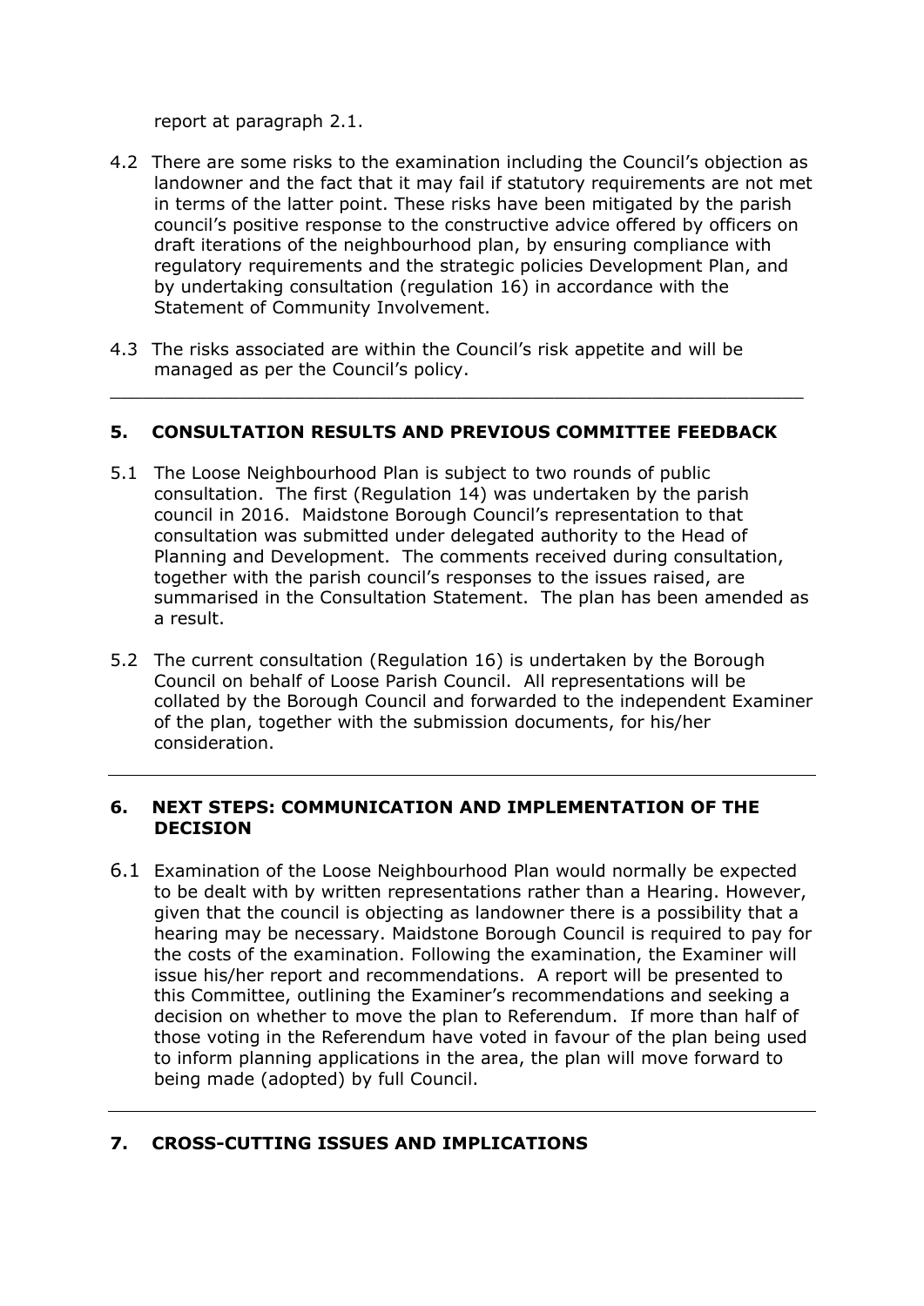report at paragraph 2.1.

4.2 There are some risks to the examination including the Council's objection as landowner and the fact that it may fail if statutory requirements are not met in terms of the latter point. These risks have been mitigated by the parish council's positive response to the constructive advice offered by officers on draft iterations of the neighbourhood plan, by ensuring compliance with regulatory requirements and the strategic policies Development Plan, and by undertaking consultation (regulation 16) in accordance with the Statement of Community Involvement.

4.3 The risks associated are within the Council's risk appetite and will be managed as per the Council's policy.

---

## 5. CONSULTATION RESULTS AND PREVIOUS COMMITTEE FEEDBACK

5.1 The Loose Neighbourhood Plan is subject to two rounds of public consultation. The first (Regulation 14) was undertaken by the parish council in 2016. Maidstone Borough Council's representation to that consultation was submitted under delegated authority to the Head of Planning and Development. The comments received during consultation, together with the parish council's responses to the issues raised, are summarised in the Consultation Statement. The plan has been amended as a result.

5.2 The current consultation (Regulation 16) is undertaken by the Borough Council on behalf of Loose Parish Council. All representations will be collated by the Borough Council and forwarded to the independent Examiner of the plan, together with the submission documents, for his/her consideration.

---

## 6. NEXT STEPS: COMMUNICATION AND IMPLEMENTATION OF THE DECISION

6.1 Examination of the Loose Neighbourhood Plan would normally be expected to be dealt with by written representations rather than a Hearing. However, given that the council is objecting as landowner there is a possibility that a hearing may be necessary. Maidstone Borough Council is required to pay for the costs of the examination. Following the examination, the Examiner will issue his/her report and recommendations. A report will be presented to this Committee, outlining the Examiner's recommendations and seeking a decision on whether to move the plan to Referendum. If more than half of those voting in the Referendum have voted in favour of the plan being used to inform planning applications in the area, the plan will move forward to being made (adopted) by full Council.

---

## 7. CROSS-CUTTING ISSUES AND IMPLICATIONS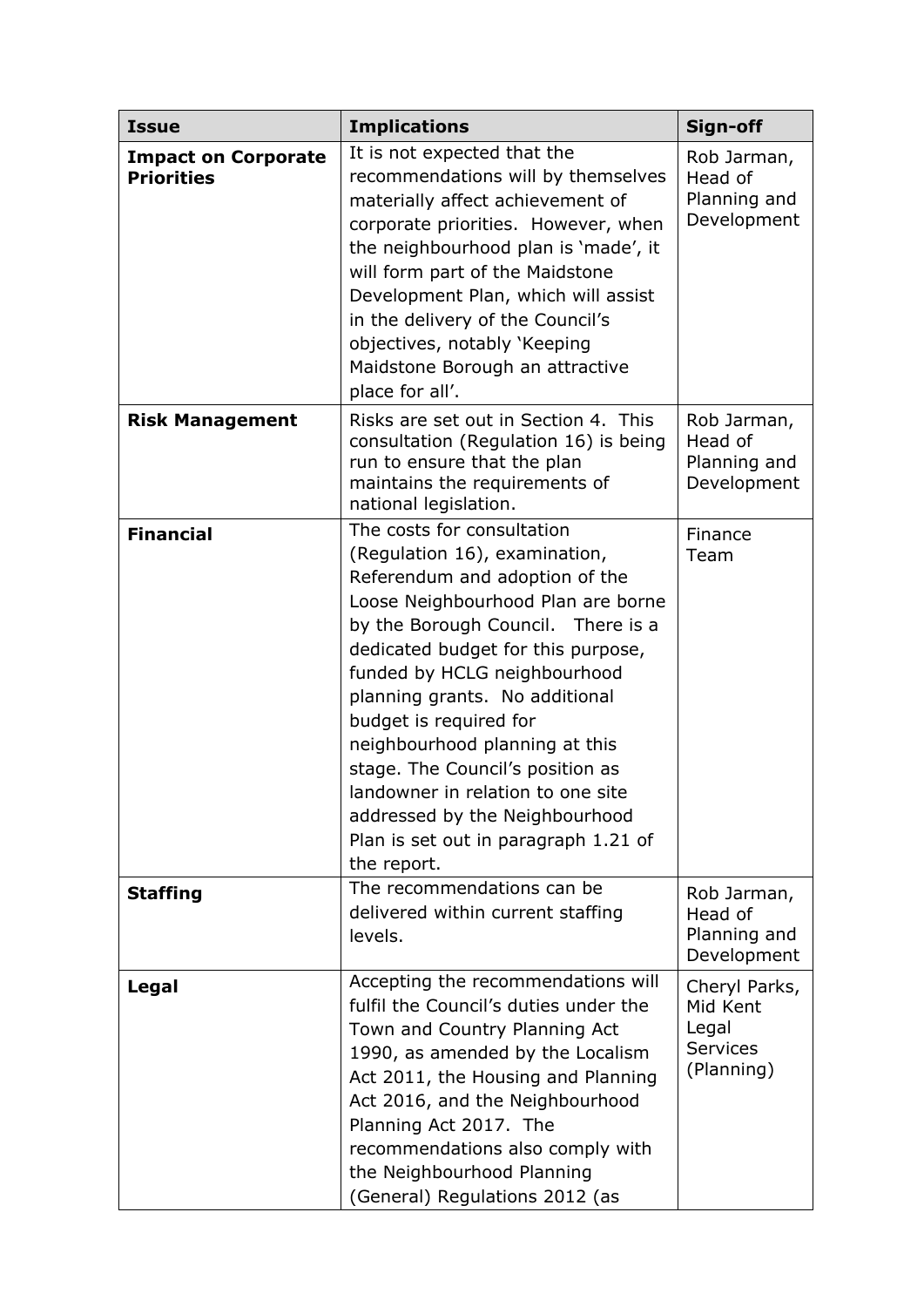| Issue | Implications | Sign-off |
|---|---|---|
| **Impact on Corporate Priorities** | It is not expected that the recommendations will by themselves materially affect achievement of corporate priorities. However, when the neighbourhood plan is 'made', it will form part of the Maidstone Development Plan, which will assist in the delivery of the Council's objectives, notably 'Keeping Maidstone Borough an attractive place for all'. | Rob Jarman, Head of Planning and Development |
| **Risk Management** | Risks are set out in Section 4. This consultation (Regulation 16) is being run to ensure that the plan maintains the requirements of national legislation. | Rob Jarman, Head of Planning and Development |
| **Financial** | The costs for consultation (Regulation 16), examination, Referendum and adoption of the Loose Neighbourhood Plan are borne by the Borough Council. There is a dedicated budget for this purpose, funded by HCLG neighbourhood planning grants. No additional budget is required for neighbourhood planning at this stage. The Council's position as landowner in relation to one site addressed by the Neighbourhood Plan is set out in paragraph 1.21 of the report. | Finance Team |
| **Staffing** | The recommendations can be delivered within current staffing levels. | Rob Jarman, Head of Planning and Development |
| **Legal** | Accepting the recommendations will fulfil the Council's duties under the Town and Country Planning Act 1990, as amended by the Localism Act 2011, the Housing and Planning Act 2016, and the Neighbourhood Planning Act 2017. The recommendations also comply with the Neighbourhood Planning (General) Regulations 2012 (as | Cheryl Parks, Mid Kent Legal Services (Planning) |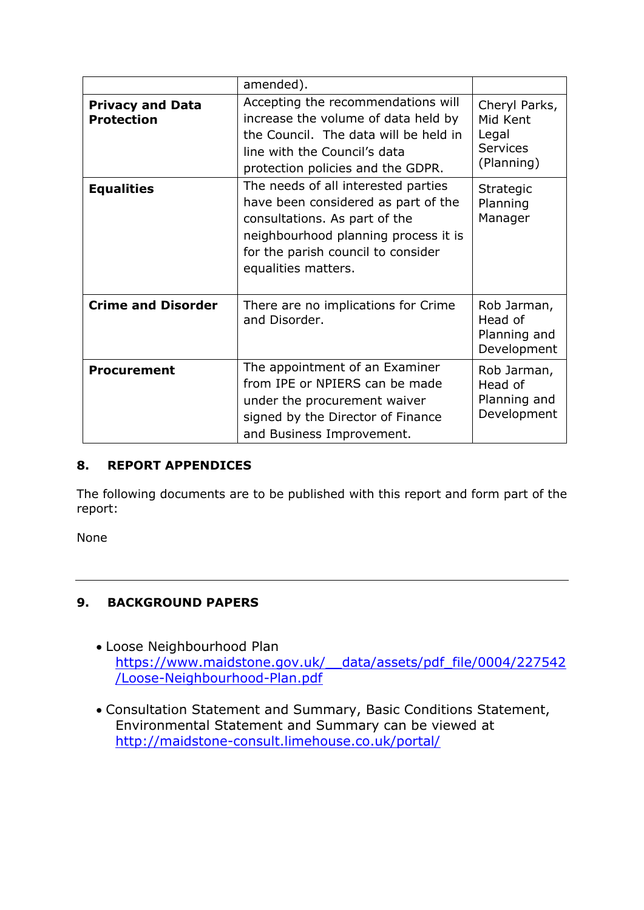| | | |
|---|---|---|
| | amended). | |
| **Privacy and Data Protection** | Accepting the recommendations will increase the volume of data held by the Council. The data will be held in line with the Council's data protection policies and the GDPR. | Cheryl Parks, Mid Kent Legal Services (Planning) |
| **Equalities** | The needs of all interested parties have been considered as part of the consultations. As part of the neighbourhood planning process it is for the parish council to consider equalities matters. | Strategic Planning Manager |
| **Crime and Disorder** | There are no implications for Crime and Disorder. | Rob Jarman, Head of Planning and Development |
| **Procurement** | The appointment of an Examiner from IPE or NPIERS can be made under the procurement waiver signed by the Director of Finance and Business Improvement. | Rob Jarman, Head of Planning and Development |

## 8. REPORT APPENDICES

The following documents are to be published with this report and form part of the report:

None

---

## 9. BACKGROUND PAPERS

- Loose Neighbourhood Plan
  https://www.maidstone.gov.uk/__data/assets/pdf_file/0004/227542/Loose-Neighbourhood-Plan.pdf

- Consultation Statement and Summary, Basic Conditions Statement, Environmental Statement and Summary can be viewed at
  http://maidstone-consult.limehouse.co.uk/portal/